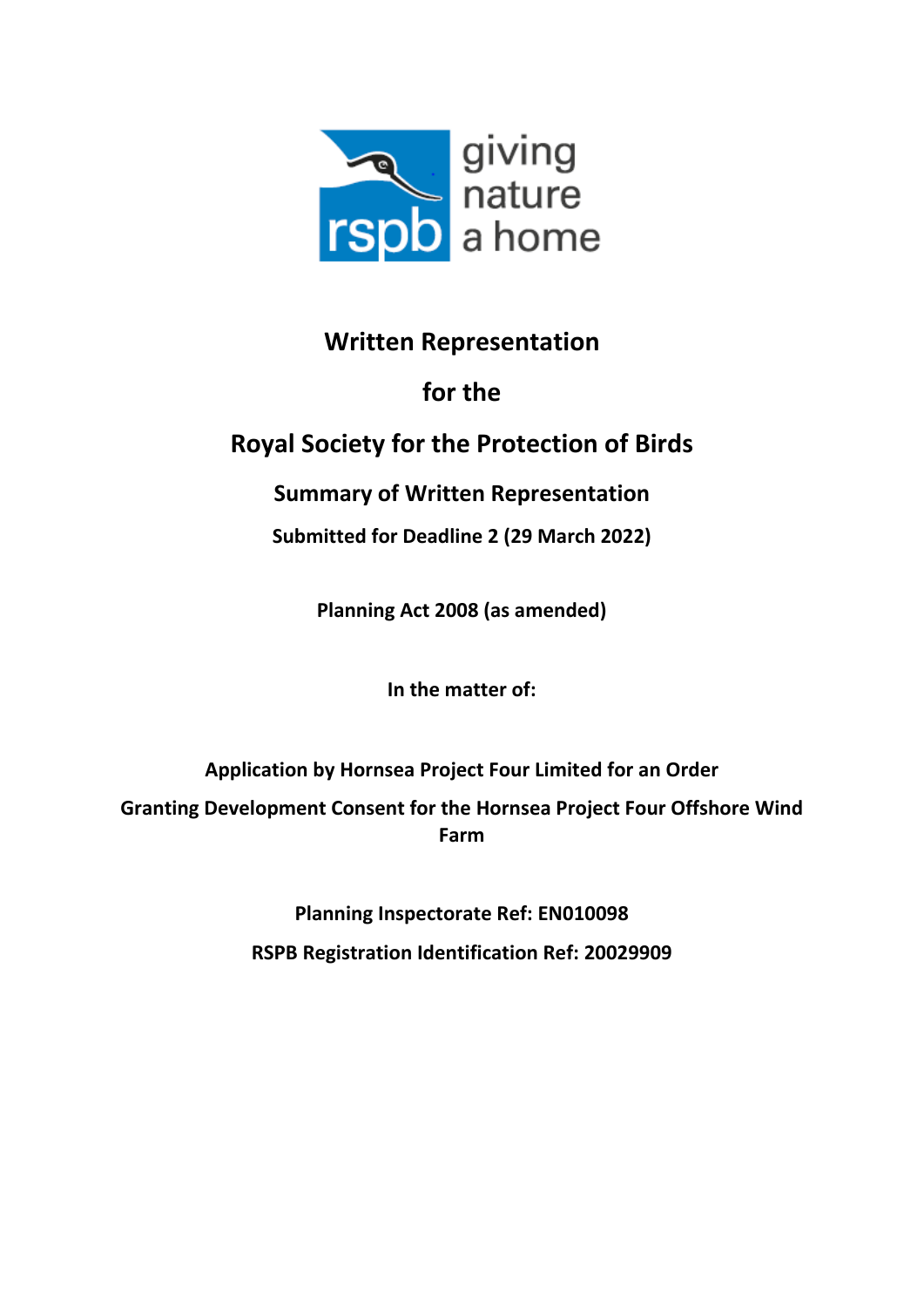# Written Representation

# for the

# Royal Society for the Protection of Birds

## Summary of Written Representation

**Submitted for Deadline 2 (29 March 2022)**

**Planning Act 2008 (as amended)**

**In the matter of:**

**Application by Hornsea Project Four Limited for an Order**

**Granting Development Consent for the Hornsea Project Four Offshore Wind Farm**

**Planning Inspectorate Ref: EN010098**

**RSPB Registration Identification Ref: 20029909**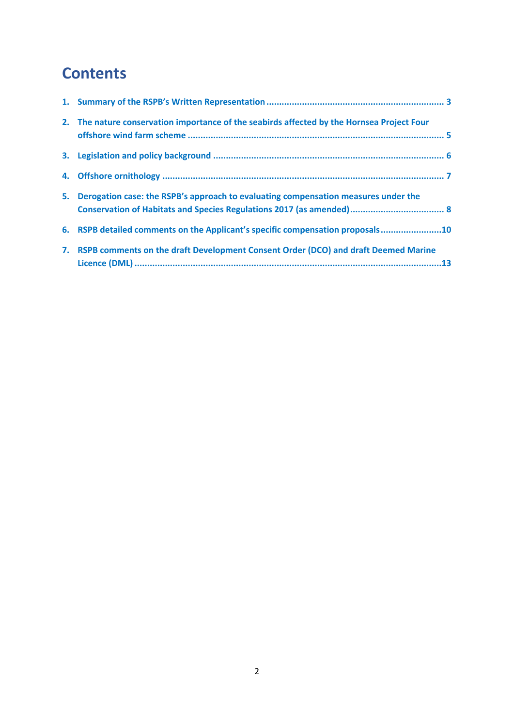# Contents

1. Summary of the RSPB's Written Representation ..................................................................... 3
2. The nature conservation importance of the seabirds affected by the Hornsea Project Four offshore wind farm scheme ................................................................................................... 5
3. Legislation and policy background .......................................................................................... 6
4. Offshore ornithology .............................................................................................................. 7
5. Derogation case: the RSPB's approach to evaluating compensation measures under the Conservation of Habitats and Species Regulations 2017 (as amended) ..................................... 8
6. RSPB detailed comments on the Applicant's specific compensation proposals ........................10
7. RSPB comments on the draft Development Consent Order (DCO) and draft Deemed Marine Licence (DML) .......................................................................................................................13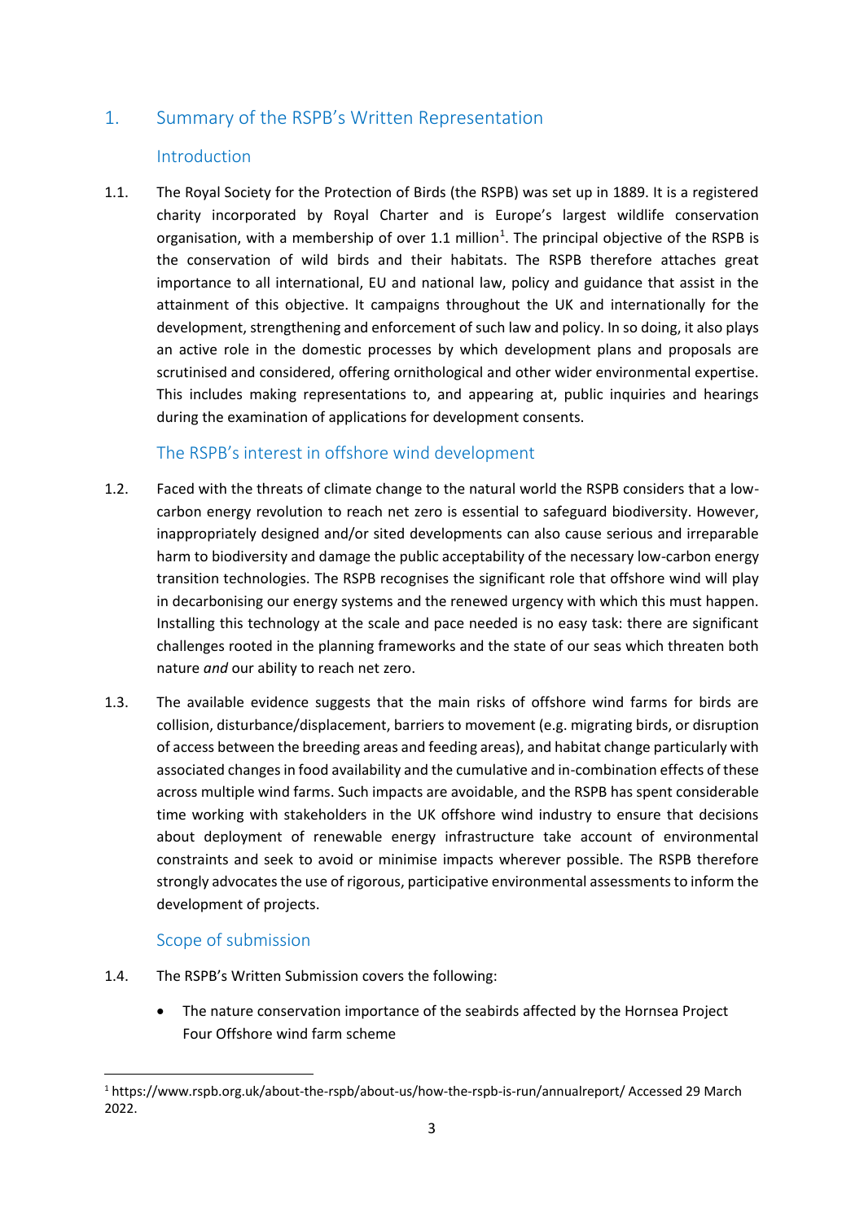## 1. Summary of the RSPB's Written Representation

### Introduction

1.1. The Royal Society for the Protection of Birds (the RSPB) was set up in 1889. It is a registered charity incorporated by Royal Charter and is Europe's largest wildlife conservation organisation, with a membership of over 1.1 million[1]. The principal objective of the RSPB is the conservation of wild birds and their habitats. The RSPB therefore attaches great importance to all international, EU and national law, policy and guidance that assist in the attainment of this objective. It campaigns throughout the UK and internationally for the development, strengthening and enforcement of such law and policy. In so doing, it also plays an active role in the domestic processes by which development plans and proposals are scrutinised and considered, offering ornithological and other wider environmental expertise. This includes making representations to, and appearing at, public inquiries and hearings during the examination of applications for development consents.

### The RSPB's interest in offshore wind development

1.2. Faced with the threats of climate change to the natural world the RSPB considers that a low-carbon energy revolution to reach net zero is essential to safeguard biodiversity. However, inappropriately designed and/or sited developments can also cause serious and irreparable harm to biodiversity and damage the public acceptability of the necessary low-carbon energy transition technologies. The RSPB recognises the significant role that offshore wind will play in decarbonising our energy systems and the renewed urgency with which this must happen. Installing this technology at the scale and pace needed is no easy task: there are significant challenges rooted in the planning frameworks and the state of our seas which threaten both nature *and* our ability to reach net zero.

1.3. The available evidence suggests that the main risks of offshore wind farms for birds are collision, disturbance/displacement, barriers to movement (e.g. migrating birds, or disruption of access between the breeding areas and feeding areas), and habitat change particularly with associated changes in food availability and the cumulative and in-combination effects of these across multiple wind farms. Such impacts are avoidable, and the RSPB has spent considerable time working with stakeholders in the UK offshore wind industry to ensure that decisions about deployment of renewable energy infrastructure take account of environmental constraints and seek to avoid or minimise impacts wherever possible. The RSPB therefore strongly advocates the use of rigorous, participative environmental assessments to inform the development of projects.

### Scope of submission

1.4. The RSPB's Written Submission covers the following:

- The nature conservation importance of the seabirds affected by the Hornsea Project Four Offshore wind farm scheme

[1] https://www.rspb.org.uk/about-the-rspb/about-us/how-the-rspb-is-run/annualreport/ Accessed 29 March 2022.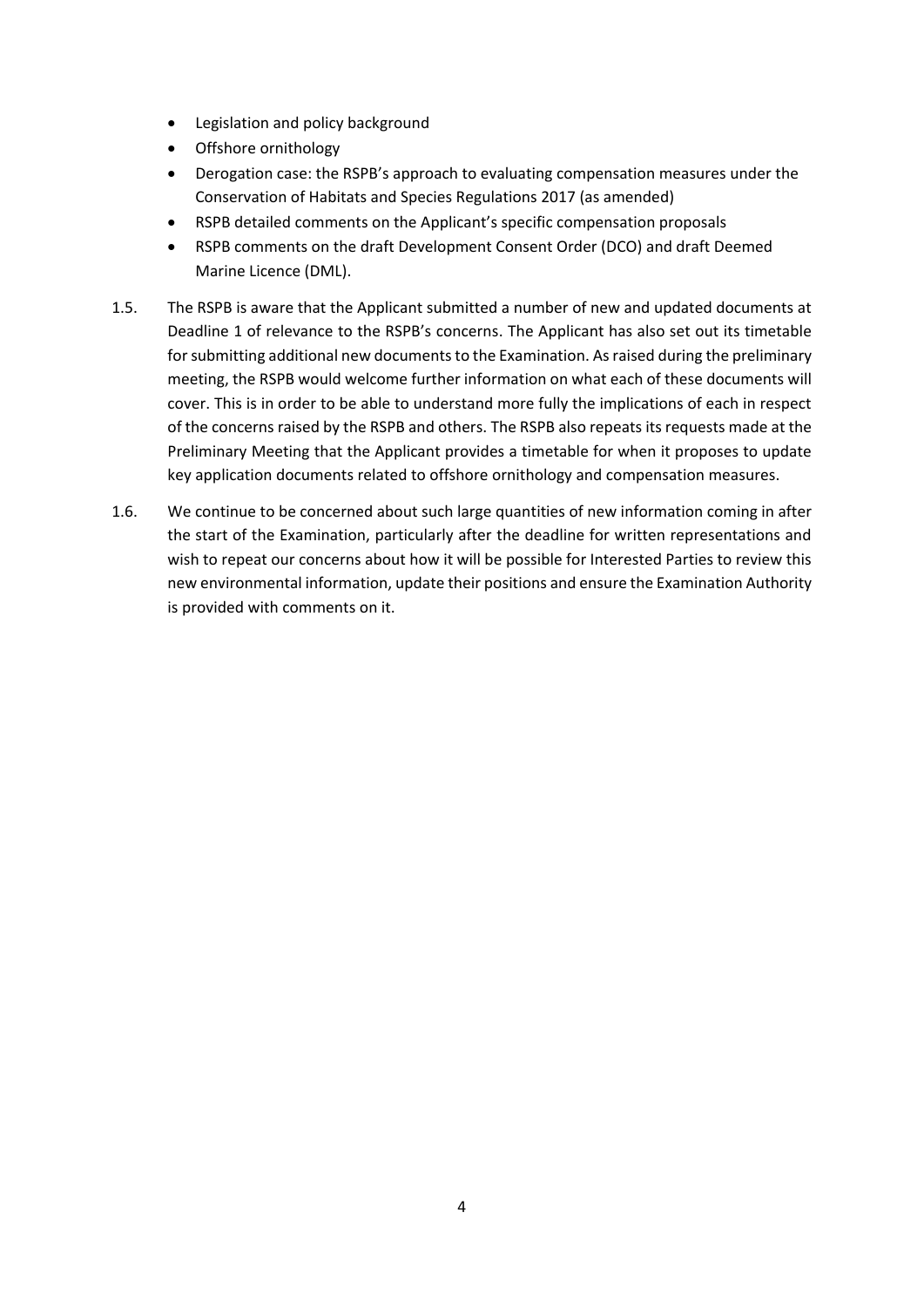- Legislation and policy background
- Offshore ornithology
- Derogation case: the RSPB's approach to evaluating compensation measures under the Conservation of Habitats and Species Regulations 2017 (as amended)
- RSPB detailed comments on the Applicant's specific compensation proposals
- RSPB comments on the draft Development Consent Order (DCO) and draft Deemed Marine Licence (DML).

1.5. The RSPB is aware that the Applicant submitted a number of new and updated documents at Deadline 1 of relevance to the RSPB's concerns. The Applicant has also set out its timetable for submitting additional new documents to the Examination. As raised during the preliminary meeting, the RSPB would welcome further information on what each of these documents will cover. This is in order to be able to understand more fully the implications of each in respect of the concerns raised by the RSPB and others. The RSPB also repeats its requests made at the Preliminary Meeting that the Applicant provides a timetable for when it proposes to update key application documents related to offshore ornithology and compensation measures.

1.6. We continue to be concerned about such large quantities of new information coming in after the start of the Examination, particularly after the deadline for written representations and wish to repeat our concerns about how it will be possible for Interested Parties to review this new environmental information, update their positions and ensure the Examination Authority is provided with comments on it.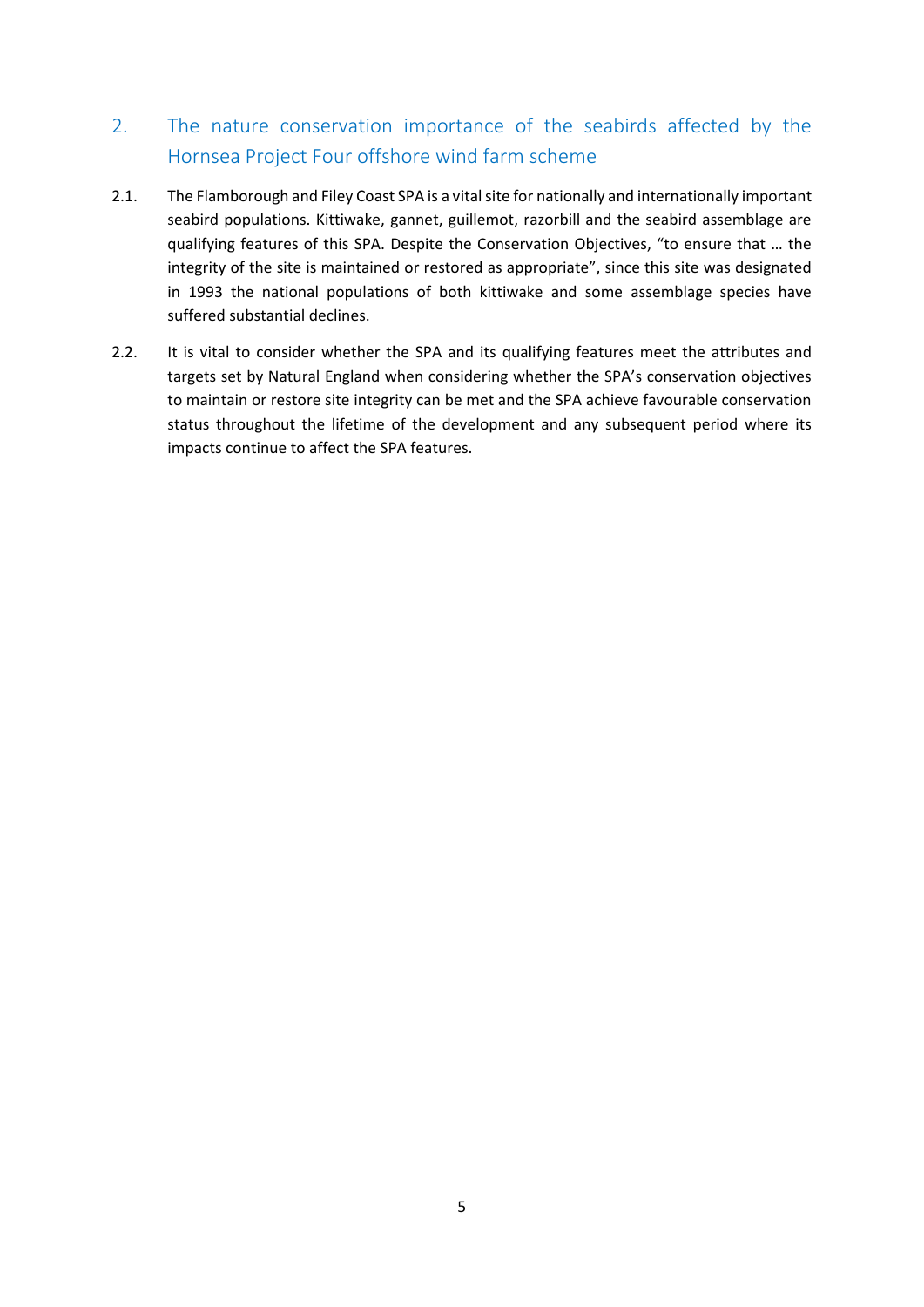## 2. The nature conservation importance of the seabirds affected by the Hornsea Project Four offshore wind farm scheme

2.1. The Flamborough and Filey Coast SPA is a vital site for nationally and internationally important seabird populations. Kittiwake, gannet, guillemot, razorbill and the seabird assemblage are qualifying features of this SPA. Despite the Conservation Objectives, "to ensure that … the integrity of the site is maintained or restored as appropriate", since this site was designated in 1993 the national populations of both kittiwake and some assemblage species have suffered substantial declines.

2.2. It is vital to consider whether the SPA and its qualifying features meet the attributes and targets set by Natural England when considering whether the SPA's conservation objectives to maintain or restore site integrity can be met and the SPA achieve favourable conservation status throughout the lifetime of the development and any subsequent period where its impacts continue to affect the SPA features.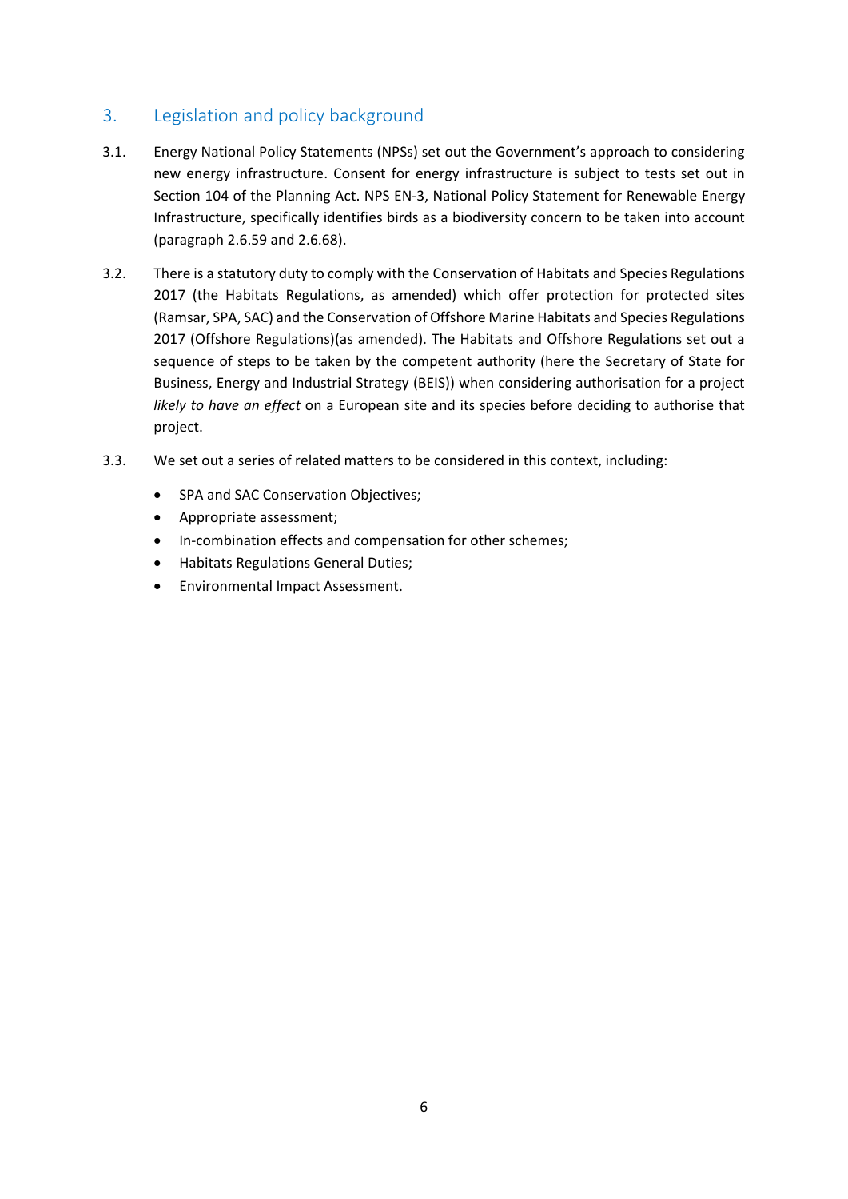## 3. Legislation and policy background

3.1. Energy National Policy Statements (NPSs) set out the Government's approach to considering new energy infrastructure. Consent for energy infrastructure is subject to tests set out in Section 104 of the Planning Act. NPS EN-3, National Policy Statement for Renewable Energy Infrastructure, specifically identifies birds as a biodiversity concern to be taken into account (paragraph 2.6.59 and 2.6.68).

3.2. There is a statutory duty to comply with the Conservation of Habitats and Species Regulations 2017 (the Habitats Regulations, as amended) which offer protection for protected sites (Ramsar, SPA, SAC) and the Conservation of Offshore Marine Habitats and Species Regulations 2017 (Offshore Regulations)(as amended). The Habitats and Offshore Regulations set out a sequence of steps to be taken by the competent authority (here the Secretary of State for Business, Energy and Industrial Strategy (BEIS)) when considering authorisation for a project *likely to have an effect* on a European site and its species before deciding to authorise that project.

3.3. We set out a series of related matters to be considered in this context, including:

- SPA and SAC Conservation Objectives;
- Appropriate assessment;
- In-combination effects and compensation for other schemes;
- Habitats Regulations General Duties;
- Environmental Impact Assessment.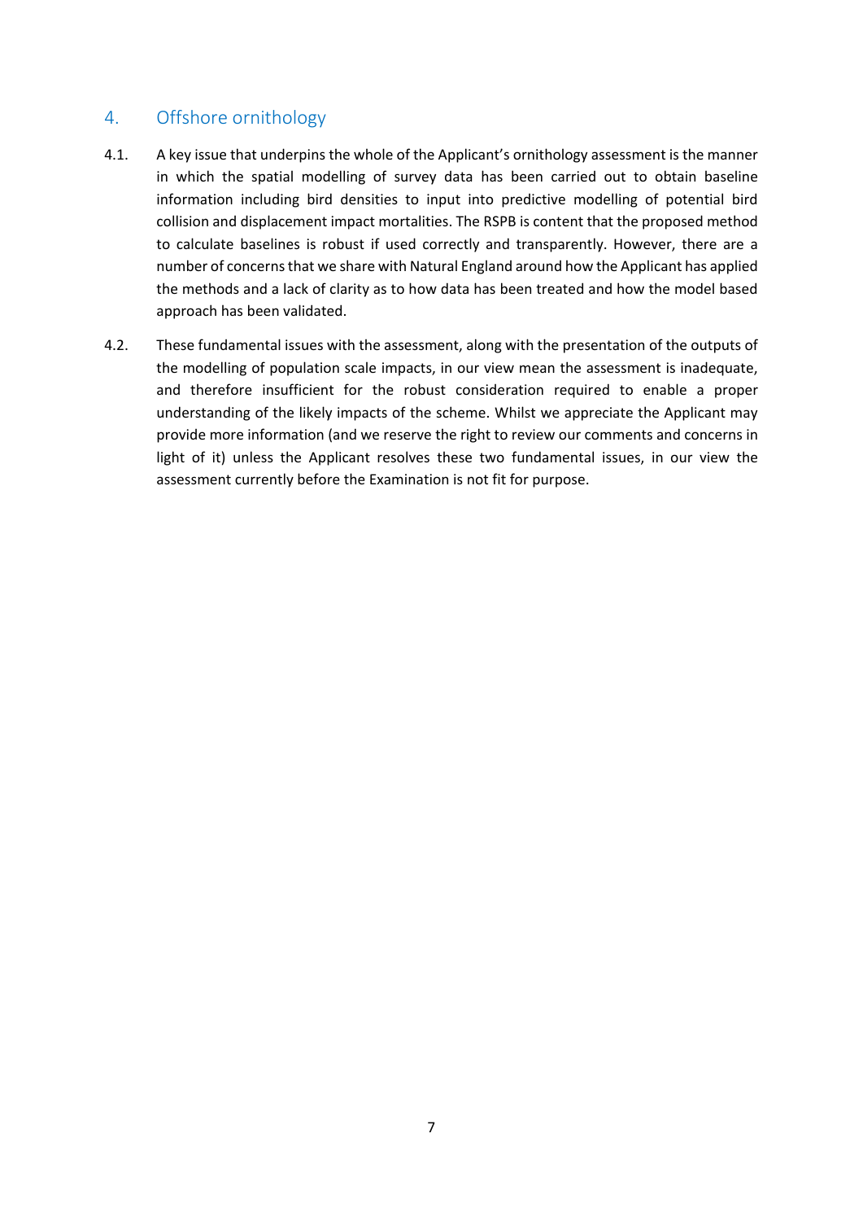## 4. Offshore ornithology

4.1. A key issue that underpins the whole of the Applicant's ornithology assessment is the manner in which the spatial modelling of survey data has been carried out to obtain baseline information including bird densities to input into predictive modelling of potential bird collision and displacement impact mortalities. The RSPB is content that the proposed method to calculate baselines is robust if used correctly and transparently. However, there are a number of concerns that we share with Natural England around how the Applicant has applied the methods and a lack of clarity as to how data has been treated and how the model based approach has been validated.

4.2. These fundamental issues with the assessment, along with the presentation of the outputs of the modelling of population scale impacts, in our view mean the assessment is inadequate, and therefore insufficient for the robust consideration required to enable a proper understanding of the likely impacts of the scheme. Whilst we appreciate the Applicant may provide more information (and we reserve the right to review our comments and concerns in light of it) unless the Applicant resolves these two fundamental issues, in our view the assessment currently before the Examination is not fit for purpose.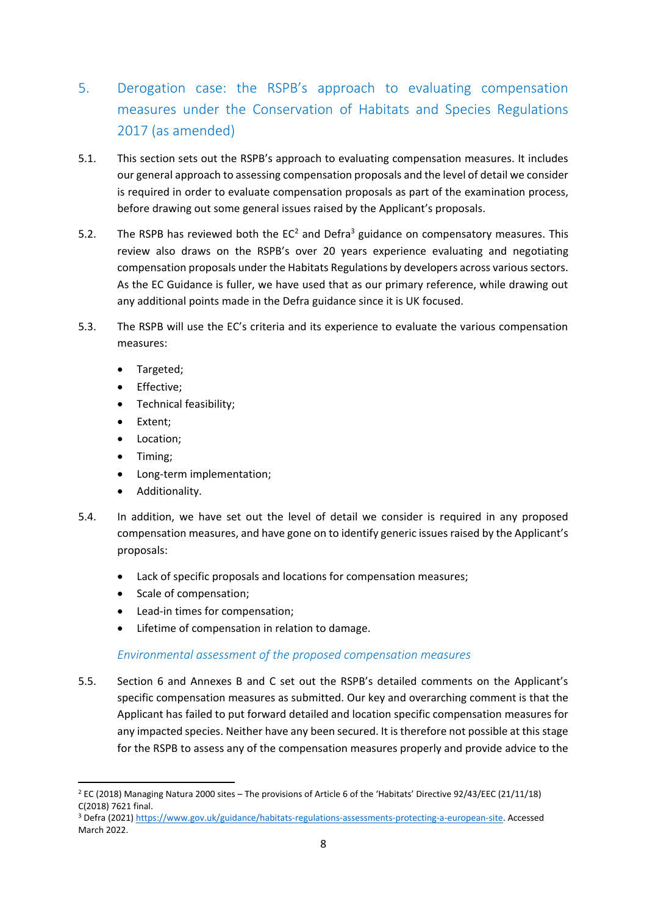## 5. Derogation case: the RSPB's approach to evaluating compensation measures under the Conservation of Habitats and Species Regulations 2017 (as amended)

5.1. This section sets out the RSPB's approach to evaluating compensation measures. It includes our general approach to assessing compensation proposals and the level of detail we consider is required in order to evaluate compensation proposals as part of the examination process, before drawing out some general issues raised by the Applicant's proposals.

5.2. The RSPB has reviewed both the EC[2] and Defra[3] guidance on compensatory measures. This review also draws on the RSPB's over 20 years experience evaluating and negotiating compensation proposals under the Habitats Regulations by developers across various sectors. As the EC Guidance is fuller, we have used that as our primary reference, while drawing out any additional points made in the Defra guidance since it is UK focused.

5.3. The RSPB will use the EC's criteria and its experience to evaluate the various compensation measures:

- Targeted;
- Effective;
- Technical feasibility;
- Extent;
- Location;
- Timing;
- Long-term implementation;
- Additionality.

5.4. In addition, we have set out the level of detail we consider is required in any proposed compensation measures, and have gone on to identify generic issues raised by the Applicant's proposals:

- Lack of specific proposals and locations for compensation measures;
- Scale of compensation;
- Lead-in times for compensation;
- Lifetime of compensation in relation to damage.

### *Environmental assessment of the proposed compensation measures*

5.5. Section 6 and Annexes B and C set out the RSPB's detailed comments on the Applicant's specific compensation measures as submitted. Our key and overarching comment is that the Applicant has failed to put forward detailed and location specific compensation measures for any impacted species. Neither have any been secured. It is therefore not possible at this stage for the RSPB to assess any of the compensation measures properly and provide advice to the

---

[2] EC (2018) Managing Natura 2000 sites – The provisions of Article 6 of the 'Habitats' Directive 92/43/EEC (21/11/18) C(2018) 7621 final.

[3] Defra (2021) https://www.gov.uk/guidance/habitats-regulations-assessments-protecting-a-european-site. Accessed March 2022.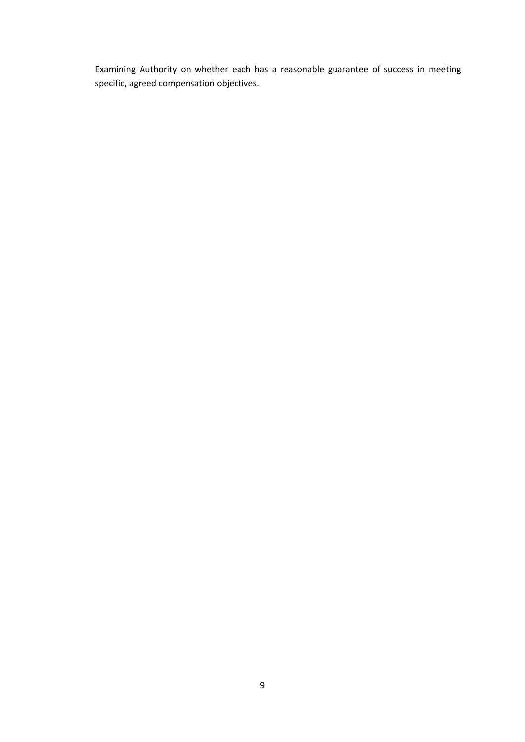Examining Authority on whether each has a reasonable guarantee of success in meeting specific, agreed compensation objectives.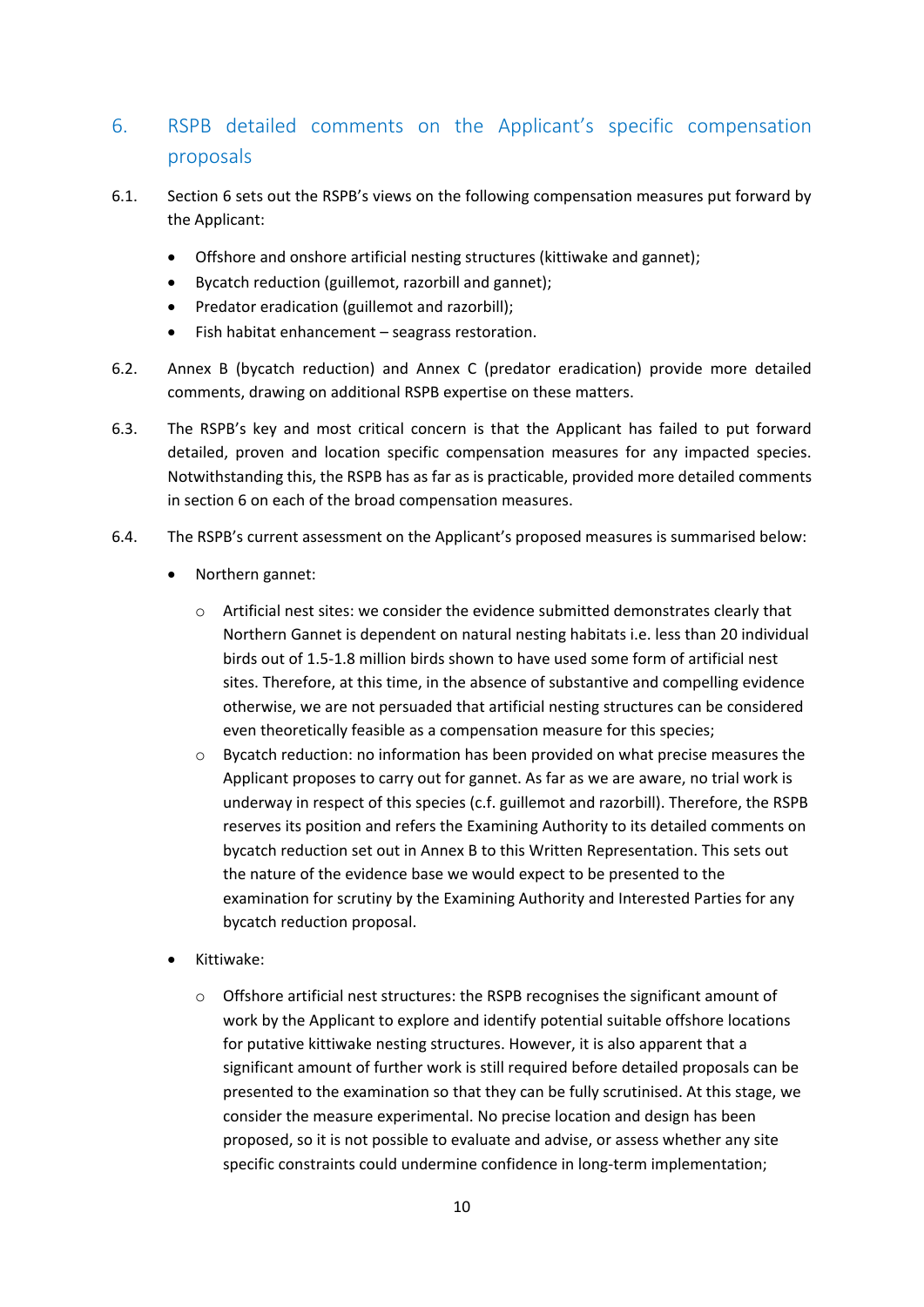## 6. RSPB detailed comments on the Applicant's specific compensation proposals

6.1. Section 6 sets out the RSPB's views on the following compensation measures put forward by the Applicant:

- Offshore and onshore artificial nesting structures (kittiwake and gannet);
- Bycatch reduction (guillemot, razorbill and gannet);
- Predator eradication (guillemot and razorbill);
- Fish habitat enhancement – seagrass restoration.

6.2. Annex B (bycatch reduction) and Annex C (predator eradication) provide more detailed comments, drawing on additional RSPB expertise on these matters.

6.3. The RSPB's key and most critical concern is that the Applicant has failed to put forward detailed, proven and location specific compensation measures for any impacted species. Notwithstanding this, the RSPB has as far as is practicable, provided more detailed comments in section 6 on each of the broad compensation measures.

6.4. The RSPB's current assessment on the Applicant's proposed measures is summarised below:

- Northern gannet:
  - Artificial nest sites: we consider the evidence submitted demonstrates clearly that Northern Gannet is dependent on natural nesting habitats i.e. less than 20 individual birds out of 1.5-1.8 million birds shown to have used some form of artificial nest sites. Therefore, at this time, in the absence of substantive and compelling evidence otherwise, we are not persuaded that artificial nesting structures can be considered even theoretically feasible as a compensation measure for this species;
  - Bycatch reduction: no information has been provided on what precise measures the Applicant proposes to carry out for gannet. As far as we are aware, no trial work is underway in respect of this species (c.f. guillemot and razorbill). Therefore, the RSPB reserves its position and refers the Examining Authority to its detailed comments on bycatch reduction set out in Annex B to this Written Representation. This sets out the nature of the evidence base we would expect to be presented to the examination for scrutiny by the Examining Authority and Interested Parties for any bycatch reduction proposal.
- Kittiwake:
  - Offshore artificial nest structures: the RSPB recognises the significant amount of work by the Applicant to explore and identify potential suitable offshore locations for putative kittiwake nesting structures. However, it is also apparent that a significant amount of further work is still required before detailed proposals can be presented to the examination so that they can be fully scrutinised. At this stage, we consider the measure experimental. No precise location and design has been proposed, so it is not possible to evaluate and advise, or assess whether any site specific constraints could undermine confidence in long-term implementation;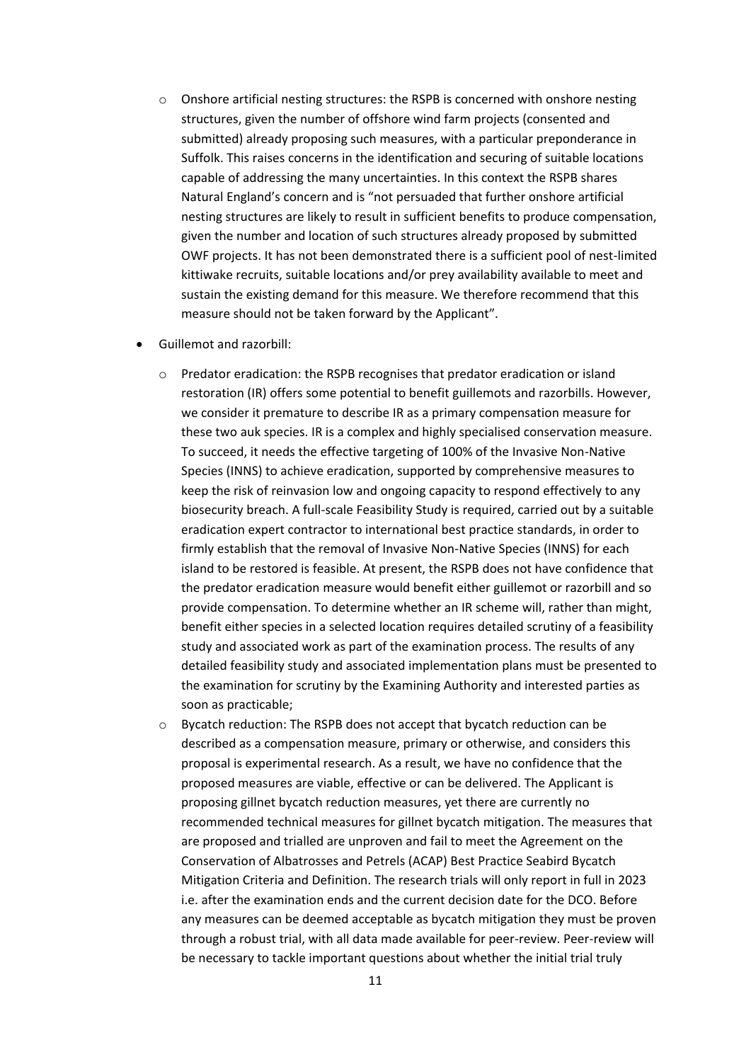- Onshore artificial nesting structures: the RSPB is concerned with onshore nesting structures, given the number of offshore wind farm projects (consented and submitted) already proposing such measures, with a particular preponderance in Suffolk. This raises concerns in the identification and securing of suitable locations capable of addressing the many uncertainties. In this context the RSPB shares Natural England's concern and is "not persuaded that further onshore artificial nesting structures are likely to result in sufficient benefits to produce compensation, given the number and location of such structures already proposed by submitted OWF projects. It has not been demonstrated there is a sufficient pool of nest-limited kittiwake recruits, suitable locations and/or prey availability available to meet and sustain the existing demand for this measure. We therefore recommend that this measure should not be taken forward by the Applicant".

- Guillemot and razorbill:
  - Predator eradication: the RSPB recognises that predator eradication or island restoration (IR) offers some potential to benefit guillemots and razorbills. However, we consider it premature to describe IR as a primary compensation measure for these two auk species. IR is a complex and highly specialised conservation measure. To succeed, it needs the effective targeting of 100% of the Invasive Non-Native Species (INNS) to achieve eradication, supported by comprehensive measures to keep the risk of reinvasion low and ongoing capacity to respond effectively to any biosecurity breach. A full-scale Feasibility Study is required, carried out by a suitable eradication expert contractor to international best practice standards, in order to firmly establish that the removal of Invasive Non-Native Species (INNS) for each island to be restored is feasible. At present, the RSPB does not have confidence that the predator eradication measure would benefit either guillemot or razorbill and so provide compensation. To determine whether an IR scheme will, rather than might, benefit either species in a selected location requires detailed scrutiny of a feasibility study and associated work as part of the examination process. The results of any detailed feasibility study and associated implementation plans must be presented to the examination for scrutiny by the Examining Authority and interested parties as soon as practicable;
  - Bycatch reduction: The RSPB does not accept that bycatch reduction can be described as a compensation measure, primary or otherwise, and considers this proposal is experimental research. As a result, we have no confidence that the proposed measures are viable, effective or can be delivered. The Applicant is proposing gillnet bycatch reduction measures, yet there are currently no recommended technical measures for gillnet bycatch mitigation. The measures that are proposed and trialled are unproven and fail to meet the Agreement on the Conservation of Albatrosses and Petrels (ACAP) Best Practice Seabird Bycatch Mitigation Criteria and Definition. The research trials will only report in full in 2023 i.e. after the examination ends and the current decision date for the DCO. Before any measures can be deemed acceptable as bycatch mitigation they must be proven through a robust trial, with all data made available for peer-review. Peer-review will be necessary to tackle important questions about whether the initial trial truly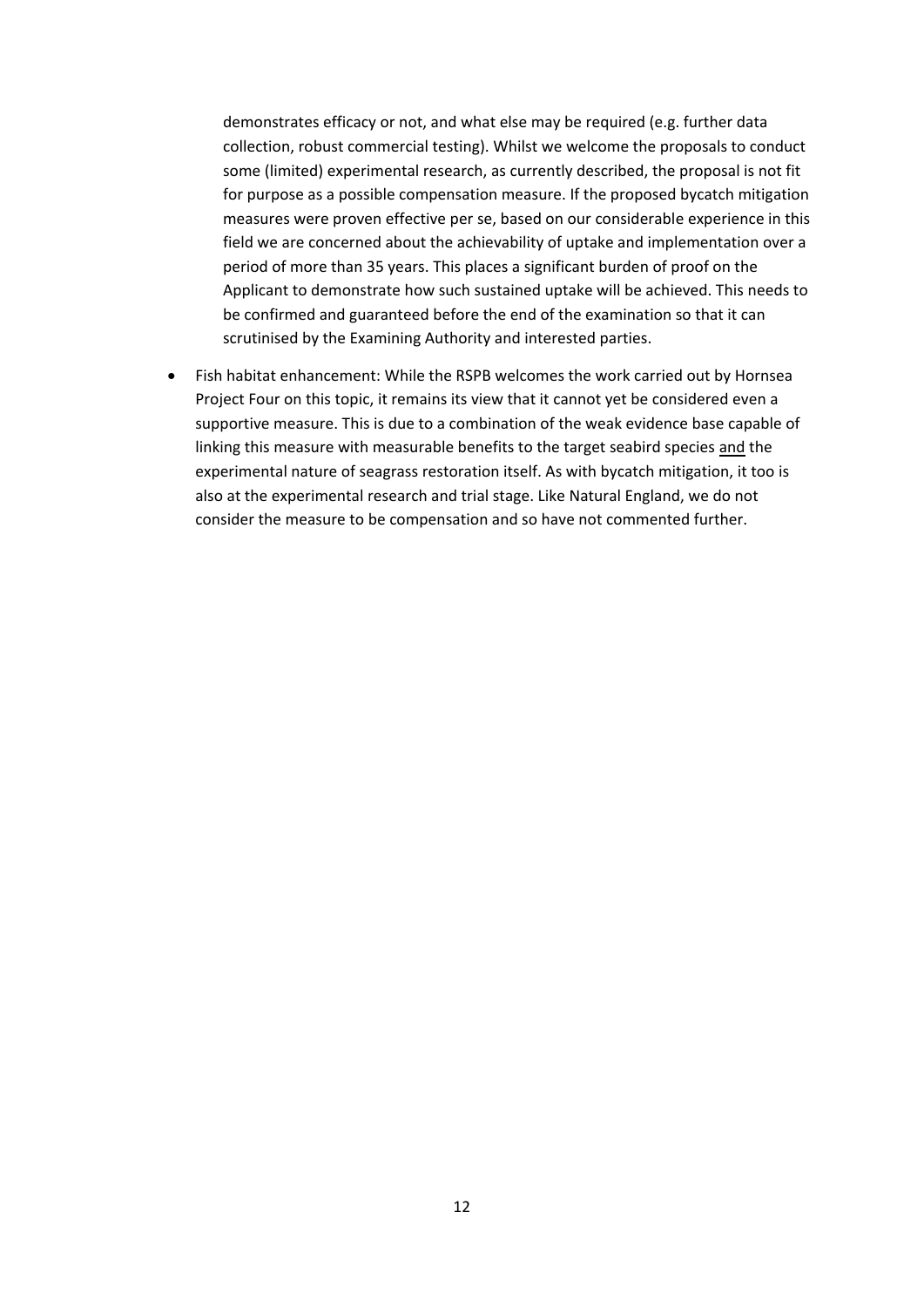demonstrates efficacy or not, and what else may be required (e.g. further data collection, robust commercial testing). Whilst we welcome the proposals to conduct some (limited) experimental research, as currently described, the proposal is not fit for purpose as a possible compensation measure. If the proposed bycatch mitigation measures were proven effective per se, based on our considerable experience in this field we are concerned about the achievability of uptake and implementation over a period of more than 35 years. This places a significant burden of proof on the Applicant to demonstrate how such sustained uptake will be achieved. This needs to be confirmed and guaranteed before the end of the examination so that it can scrutinised by the Examining Authority and interested parties.

- Fish habitat enhancement: While the RSPB welcomes the work carried out by Hornsea Project Four on this topic, it remains its view that it cannot yet be considered even a supportive measure. This is due to a combination of the weak evidence base capable of linking this measure with measurable benefits to the target seabird species <u>and</u> the experimental nature of seagrass restoration itself. As with bycatch mitigation, it too is also at the experimental research and trial stage. Like Natural England, we do not consider the measure to be compensation and so have not commented further.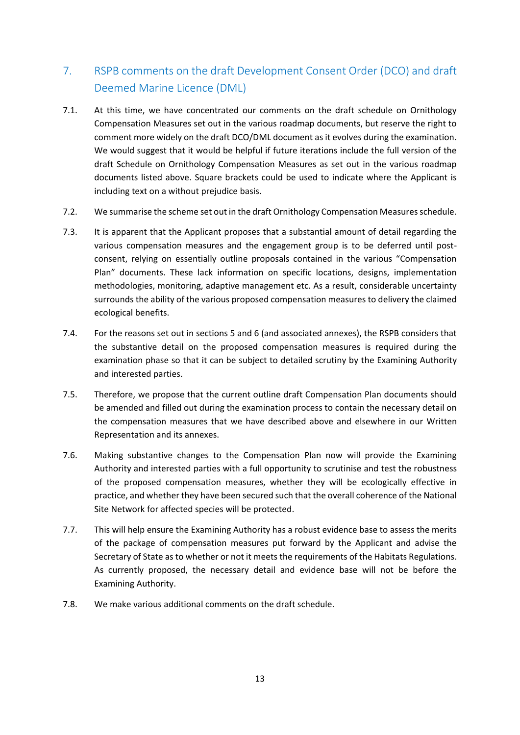## 7. RSPB comments on the draft Development Consent Order (DCO) and draft Deemed Marine Licence (DML)

7.1. At this time, we have concentrated our comments on the draft schedule on Ornithology Compensation Measures set out in the various roadmap documents, but reserve the right to comment more widely on the draft DCO/DML document as it evolves during the examination. We would suggest that it would be helpful if future iterations include the full version of the draft Schedule on Ornithology Compensation Measures as set out in the various roadmap documents listed above. Square brackets could be used to indicate where the Applicant is including text on a without prejudice basis.

7.2. We summarise the scheme set out in the draft Ornithology Compensation Measures schedule.

7.3. It is apparent that the Applicant proposes that a substantial amount of detail regarding the various compensation measures and the engagement group is to be deferred until post-consent, relying on essentially outline proposals contained in the various "Compensation Plan" documents. These lack information on specific locations, designs, implementation methodologies, monitoring, adaptive management etc. As a result, considerable uncertainty surrounds the ability of the various proposed compensation measures to delivery the claimed ecological benefits.

7.4. For the reasons set out in sections 5 and 6 (and associated annexes), the RSPB considers that the substantive detail on the proposed compensation measures is required during the examination phase so that it can be subject to detailed scrutiny by the Examining Authority and interested parties.

7.5. Therefore, we propose that the current outline draft Compensation Plan documents should be amended and filled out during the examination process to contain the necessary detail on the compensation measures that we have described above and elsewhere in our Written Representation and its annexes.

7.6. Making substantive changes to the Compensation Plan now will provide the Examining Authority and interested parties with a full opportunity to scrutinise and test the robustness of the proposed compensation measures, whether they will be ecologically effective in practice, and whether they have been secured such that the overall coherence of the National Site Network for affected species will be protected.

7.7. This will help ensure the Examining Authority has a robust evidence base to assess the merits of the package of compensation measures put forward by the Applicant and advise the Secretary of State as to whether or not it meets the requirements of the Habitats Regulations. As currently proposed, the necessary detail and evidence base will not be before the Examining Authority.

7.8. We make various additional comments on the draft schedule.